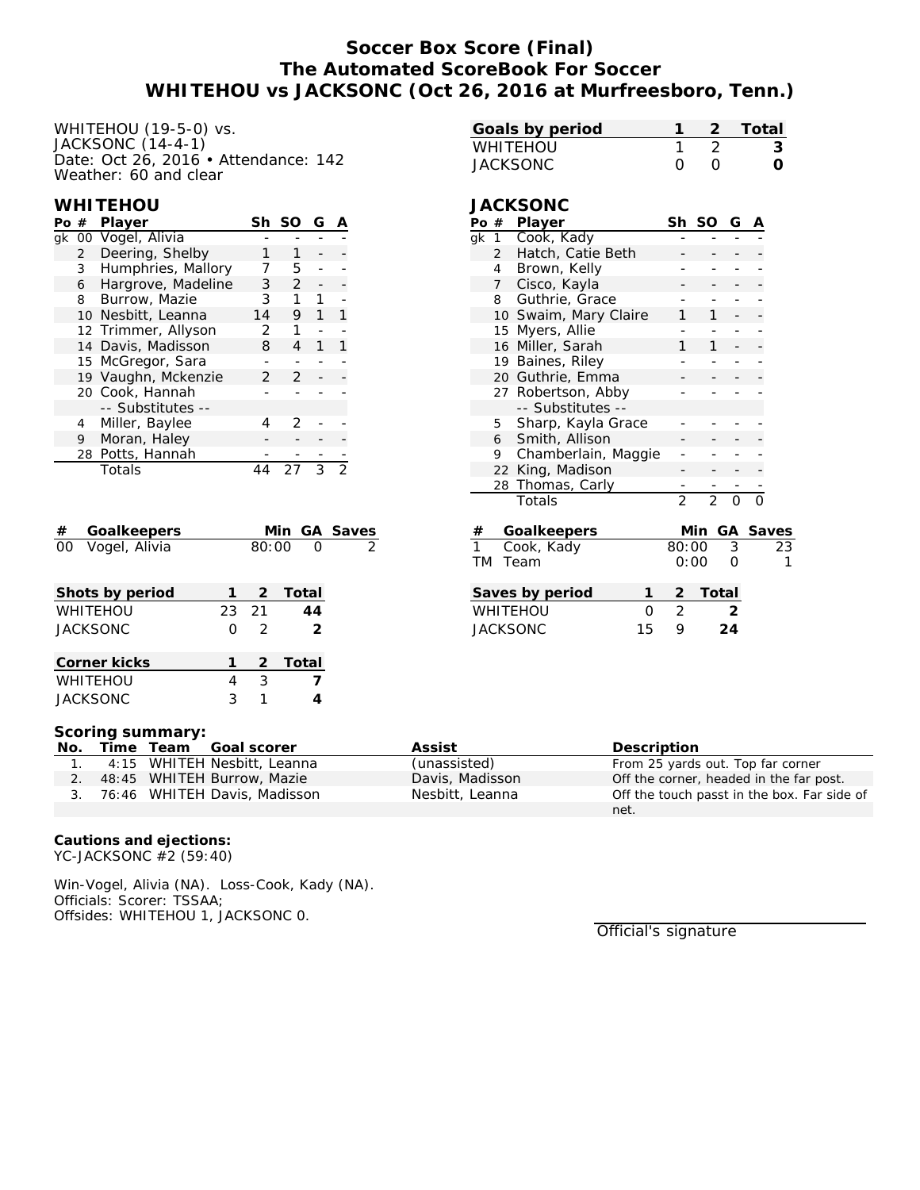# Soccer Box Score (Final)
# The Automated ScoreBook For Soccer
# WHITEHOU vs JACKSONC (Oct 26, 2016 at Murfreesboro, Tenn.)

WHITEHOU (19-5-0) vs.
JACKSONC (14-4-1)
Date: Oct 26, 2016 • Attendance: 142
Weather: 60 and clear

| Goals by period | 1 | 2 | Total |
|---|---|---|---|
| WHITEHOU | 1 | 2 | **3** |
| JACKSONC | 0 | 0 | **0** |

## WHITEHOU

| Po | # | Player | Sh | SO | G | A |
|---|---|---|---|---|---|---|
| gk | 00 | Vogel, Alivia | - | - | - | - |
| | 2 | Deering, Shelby | 1 | 1 | - | - |
| | 3 | Humphries, Mallory | 7 | 5 | - | - |
| | 6 | Hargrove, Madeline | 3 | 2 | - | - |
| | 8 | Burrow, Mazie | 3 | 1 | 1 | - |
| | 10 | Nesbitt, Leanna | 14 | 9 | 1 | 1 |
| | 12 | Trimmer, Allyson | 2 | 1 | - | - |
| | 14 | Davis, Madisson | 8 | 4 | 1 | 1 |
| | 15 | McGregor, Sara | - | - | - | - |
| | 19 | Vaughn, Mckenzie | 2 | 2 | - | - |
| | 20 | Cook, Hannah | - | - | - | - |
| | | -- Substitutes -- | | | | |
| | 4 | Miller, Baylee | 4 | 2 | - | - |
| | 9 | Moran, Haley | - | - | - | - |
| | 28 | Potts, Hannah | - | - | - | - |
| | | Totals | 44 | 27 | 3 | 2 |

## JACKSONC

| Po | # | Player | Sh | SO | G | A |
|---|---|---|---|---|---|---|
| gk | 1 | Cook, Kady | - | - | - | - |
| | 2 | Hatch, Catie Beth | - | - | - | - |
| | 4 | Brown, Kelly | - | - | - | - |
| | 7 | Cisco, Kayla | - | - | - | - |
| | 8 | Guthrie, Grace | - | - | - | - |
| | 10 | Swaim, Mary Claire | 1 | 1 | - | - |
| | 15 | Myers, Allie | - | - | - | - |
| | 16 | Miller, Sarah | 1 | 1 | - | - |
| | 19 | Baines, Riley | - | - | - | - |
| | 20 | Guthrie, Emma | - | - | - | - |
| | 27 | Robertson, Abby | - | - | - | - |
| | | -- Substitutes -- | | | | |
| | 5 | Sharp, Kayla Grace | - | - | - | - |
| | 6 | Smith, Allison | - | - | - | - |
| | 9 | Chamberlain, Maggie | - | - | - | - |
| | 22 | King, Madison | - | - | - | - |
| | 28 | Thomas, Carly | - | - | - | - |
| | | Totals | 2 | 2 | 0 | 0 |

| # | Goalkeepers | Min | GA | Saves |
|---|---|---|---|---|
| 00 | Vogel, Alivia | 80:00 | 0 | 2 |

| # | Goalkeepers | Min | GA | Saves |
|---|---|---|---|---|
| 1 | Cook, Kady | 80:00 | 3 | 23 |
| TM | Team | 0:00 | 0 | 1 |

| Shots by period | 1 | 2 | Total |
|---|---|---|---|
| WHITEHOU | 23 | 21 | **44** |
| JACKSONC | 0 | 2 | **2** |

| Saves by period | 1 | 2 | Total |
|---|---|---|---|
| WHITEHOU | 0 | 2 | **2** |
| JACKSONC | 15 | 9 | **24** |

| Corner kicks | 1 | 2 | Total |
|---|---|---|---|
| WHITEHOU | 4 | 3 | **7** |
| JACKSONC | 3 | 1 | **4** |

**Scoring summary:**

| No. | Time | Team | Goal scorer | Assist | Description |
|---|---|---|---|---|---|
| 1. | 4:15 | WHITEH | Nesbitt, Leanna | (unassisted) | From 25 yards out. Top far corner |
| 2. | 48:45 | WHITEH | Burrow, Mazie | Davis, Madisson | Off the corner, headed in the far post. |
| 3. | 76:46 | WHITEH | Davis, Madisson | Nesbitt, Leanna | Off the touch passt in the box. Far side of net. |

**Cautions and ejections:**
YC-JACKSONC #2 (59:40)

Win-Vogel, Alivia (NA). Loss-Cook, Kady (NA).
Officials: Scorer: TSSAA;
Offsides: WHITEHOU 1, JACKSONC 0.

Official's signature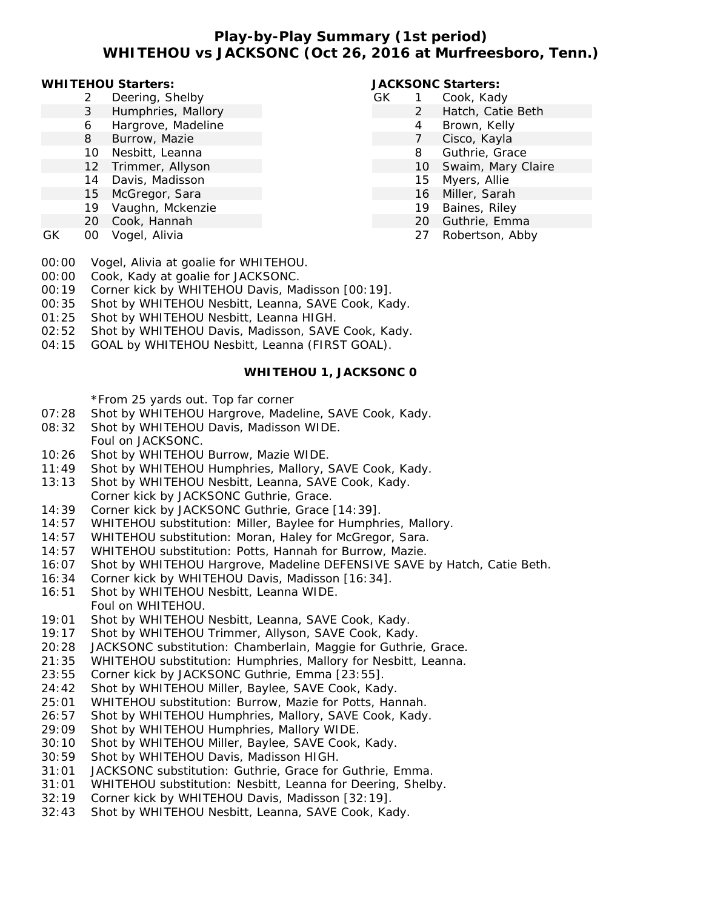# Play-by-Play Summary (1st period)
## WHITEHOU vs JACKSONC (Oct 26, 2016 at Murfreesboro, Tenn.)

**WHITEHOU Starters:**

| | # | Player |
|---|---|---|
| | 2 | Deering, Shelby |
| | 3 | Humphries, Mallory |
| | 6 | Hargrove, Madeline |
| | 8 | Burrow, Mazie |
| | 10 | Nesbitt, Leanna |
| | 12 | Trimmer, Allyson |
| | 14 | Davis, Madisson |
| | 15 | McGregor, Sara |
| | 19 | Vaughn, Mckenzie |
| | 20 | Cook, Hannah |
| GK | 00 | Vogel, Alivia |

**JACKSONC Starters:**

| | # | Player |
|---|---|---|
| GK | 1 | Cook, Kady |
| | 2 | Hatch, Catie Beth |
| | 4 | Brown, Kelly |
| | 7 | Cisco, Kayla |
| | 8 | Guthrie, Grace |
| | 10 | Swaim, Mary Claire |
| | 15 | Myers, Allie |
| | 16 | Miller, Sarah |
| | 19 | Baines, Riley |
| | 20 | Guthrie, Emma |
| | 27 | Robertson, Abby |

00:00 Vogel, Alivia at goalie for WHITEHOU.
00:00 Cook, Kady at goalie for JACKSONC.
00:19 Corner kick by WHITEHOU Davis, Madisson [00:19].
00:35 Shot by WHITEHOU Nesbitt, Leanna, SAVE Cook, Kady.
01:25 Shot by WHITEHOU Nesbitt, Leanna HIGH.
02:52 Shot by WHITEHOU Davis, Madisson, SAVE Cook, Kady.
04:15 GOAL by WHITEHOU Nesbitt, Leanna (FIRST GOAL).

**WHITEHOU 1, JACKSONC 0**

*From 25 yards out. Top far corner
07:28 Shot by WHITEHOU Hargrove, Madeline, SAVE Cook, Kady.
08:32 Shot by WHITEHOU Davis, Madisson WIDE.
Foul on JACKSONC.
10:26 Shot by WHITEHOU Burrow, Mazie WIDE.
11:49 Shot by WHITEHOU Humphries, Mallory, SAVE Cook, Kady.
13:13 Shot by WHITEHOU Nesbitt, Leanna, SAVE Cook, Kady.
Corner kick by JACKSONC Guthrie, Grace.
14:39 Corner kick by JACKSONC Guthrie, Grace [14:39].
14:57 WHITEHOU substitution: Miller, Baylee for Humphries, Mallory.
14:57 WHITEHOU substitution: Moran, Haley for McGregor, Sara.
14:57 WHITEHOU substitution: Potts, Hannah for Burrow, Mazie.
16:07 Shot by WHITEHOU Hargrove, Madeline DEFENSIVE SAVE by Hatch, Catie Beth.
16:34 Corner kick by WHITEHOU Davis, Madisson [16:34].
16:51 Shot by WHITEHOU Nesbitt, Leanna WIDE.
Foul on WHITEHOU.
19:01 Shot by WHITEHOU Nesbitt, Leanna, SAVE Cook, Kady.
19:17 Shot by WHITEHOU Trimmer, Allyson, SAVE Cook, Kady.
20:28 JACKSONC substitution: Chamberlain, Maggie for Guthrie, Grace.
21:35 WHITEHOU substitution: Humphries, Mallory for Nesbitt, Leanna.
23:55 Corner kick by JACKSONC Guthrie, Emma [23:55].
24:42 Shot by WHITEHOU Miller, Baylee, SAVE Cook, Kady.
25:01 WHITEHOU substitution: Burrow, Mazie for Potts, Hannah.
26:57 Shot by WHITEHOU Humphries, Mallory, SAVE Cook, Kady.
29:09 Shot by WHITEHOU Humphries, Mallory WIDE.
30:10 Shot by WHITEHOU Miller, Baylee, SAVE Cook, Kady.
30:59 Shot by WHITEHOU Davis, Madisson HIGH.
31:01 JACKSONC substitution: Guthrie, Grace for Guthrie, Emma.
31:01 WHITEHOU substitution: Nesbitt, Leanna for Deering, Shelby.
32:19 Corner kick by WHITEHOU Davis, Madisson [32:19].
32:43 Shot by WHITEHOU Nesbitt, Leanna, SAVE Cook, Kady.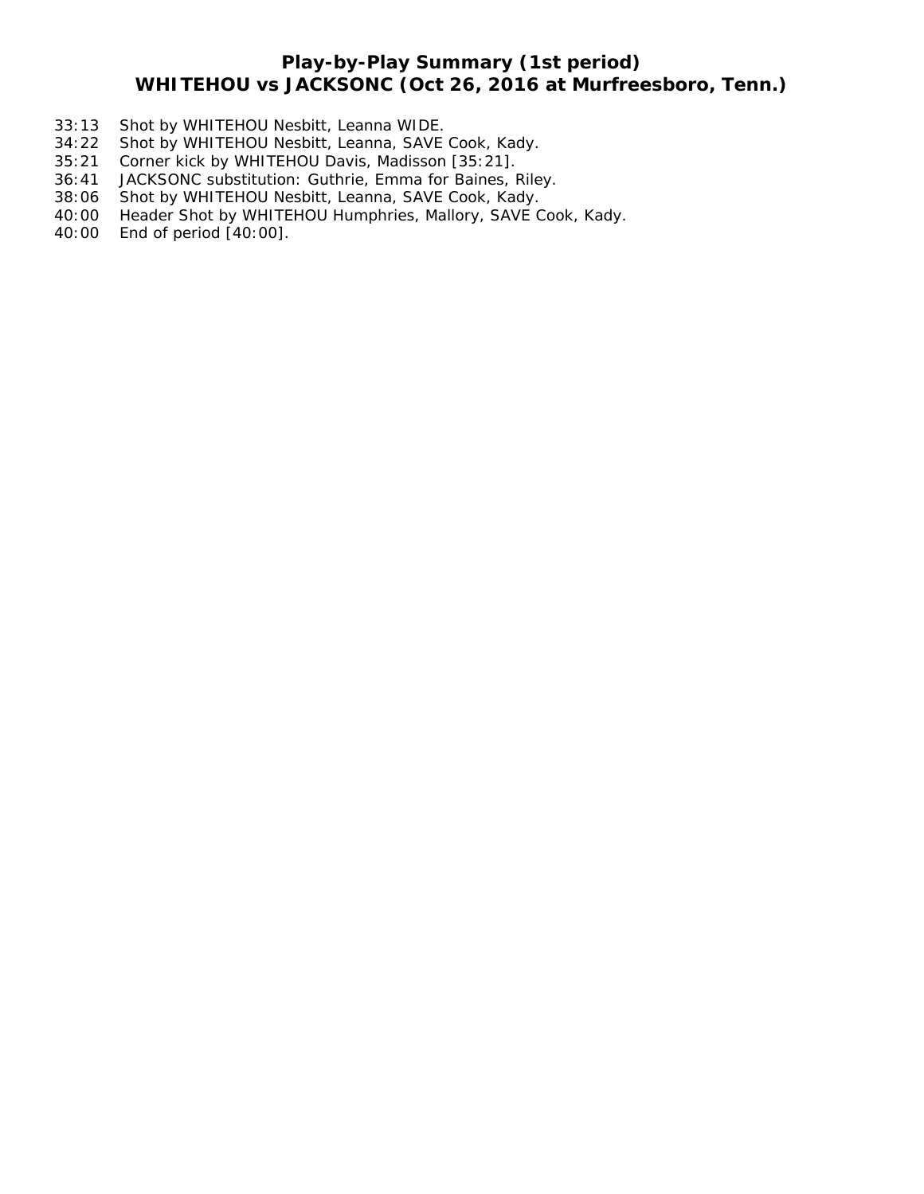# Play-by-Play Summary (1st period)
## WHITEHOU vs JACKSONC (Oct 26, 2016 at Murfreesboro, Tenn.)

33:13 Shot by WHITEHOU Nesbitt, Leanna WIDE.
34:22 Shot by WHITEHOU Nesbitt, Leanna, SAVE Cook, Kady.
35:21 Corner kick by WHITEHOU Davis, Madisson [35:21].
36:41 JACKSONC substitution: Guthrie, Emma for Baines, Riley.
38:06 Shot by WHITEHOU Nesbitt, Leanna, SAVE Cook, Kady.
40:00 Header Shot by WHITEHOU Humphries, Mallory, SAVE Cook, Kady.
40:00 End of period [40:00].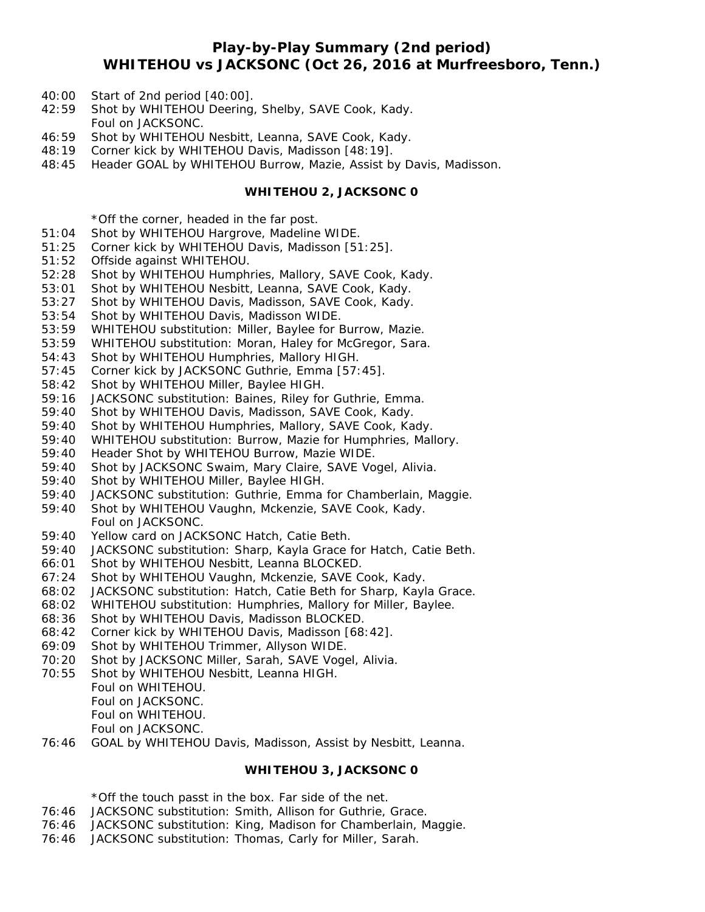# Play-by-Play Summary (2nd period)
## WHITEHOU vs JACKSONC (Oct 26, 2016 at Murfreesboro, Tenn.)

40:00 Start of 2nd period [40:00].
42:59 Shot by WHITEHOU Deering, Shelby, SAVE Cook, Kady.
Foul on JACKSONC.
46:59 Shot by WHITEHOU Nesbitt, Leanna, SAVE Cook, Kady.
48:19 Corner kick by WHITEHOU Davis, Madisson [48:19].
48:45 Header GOAL by WHITEHOU Burrow, Mazie, Assist by Davis, Madisson.

**WHITEHOU 2, JACKSONC 0**

*Off the corner, headed in the far post.
51:04 Shot by WHITEHOU Hargrove, Madeline WIDE.
51:25 Corner kick by WHITEHOU Davis, Madisson [51:25].
51:52 Offside against WHITEHOU.
52:28 Shot by WHITEHOU Humphries, Mallory, SAVE Cook, Kady.
53:01 Shot by WHITEHOU Nesbitt, Leanna, SAVE Cook, Kady.
53:27 Shot by WHITEHOU Davis, Madisson, SAVE Cook, Kady.
53:54 Shot by WHITEHOU Davis, Madisson WIDE.
53:59 WHITEHOU substitution: Miller, Baylee for Burrow, Mazie.
53:59 WHITEHOU substitution: Moran, Haley for McGregor, Sara.
54:43 Shot by WHITEHOU Humphries, Mallory HIGH.
57:45 Corner kick by JACKSONC Guthrie, Emma [57:45].
58:42 Shot by WHITEHOU Miller, Baylee HIGH.
59:16 JACKSONC substitution: Baines, Riley for Guthrie, Emma.
59:40 Shot by WHITEHOU Davis, Madisson, SAVE Cook, Kady.
59:40 Shot by WHITEHOU Humphries, Mallory, SAVE Cook, Kady.
59:40 WHITEHOU substitution: Burrow, Mazie for Humphries, Mallory.
59:40 Header Shot by WHITEHOU Burrow, Mazie WIDE.
59:40 Shot by JACKSONC Swaim, Mary Claire, SAVE Vogel, Alivia.
59:40 Shot by WHITEHOU Miller, Baylee HIGH.
59:40 JACKSONC substitution: Guthrie, Emma for Chamberlain, Maggie.
59:40 Shot by WHITEHOU Vaughn, Mckenzie, SAVE Cook, Kady.
Foul on JACKSONC.
59:40 Yellow card on JACKSONC Hatch, Catie Beth.
59:40 JACKSONC substitution: Sharp, Kayla Grace for Hatch, Catie Beth.
66:01 Shot by WHITEHOU Nesbitt, Leanna BLOCKED.
67:24 Shot by WHITEHOU Vaughn, Mckenzie, SAVE Cook, Kady.
68:02 JACKSONC substitution: Hatch, Catie Beth for Sharp, Kayla Grace.
68:02 WHITEHOU substitution: Humphries, Mallory for Miller, Baylee.
68:36 Shot by WHITEHOU Davis, Madisson BLOCKED.
68:42 Corner kick by WHITEHOU Davis, Madisson [68:42].
69:09 Shot by WHITEHOU Trimmer, Allyson WIDE.
70:20 Shot by JACKSONC Miller, Sarah, SAVE Vogel, Alivia.
70:55 Shot by WHITEHOU Nesbitt, Leanna HIGH.
Foul on WHITEHOU.
Foul on JACKSONC.
Foul on WHITEHOU.
Foul on JACKSONC.
76:46 GOAL by WHITEHOU Davis, Madisson, Assist by Nesbitt, Leanna.

**WHITEHOU 3, JACKSONC 0**

*Off the touch passt in the box. Far side of the net.
76:46 JACKSONC substitution: Smith, Allison for Guthrie, Grace.
76:46 JACKSONC substitution: King, Madison for Chamberlain, Maggie.
76:46 JACKSONC substitution: Thomas, Carly for Miller, Sarah.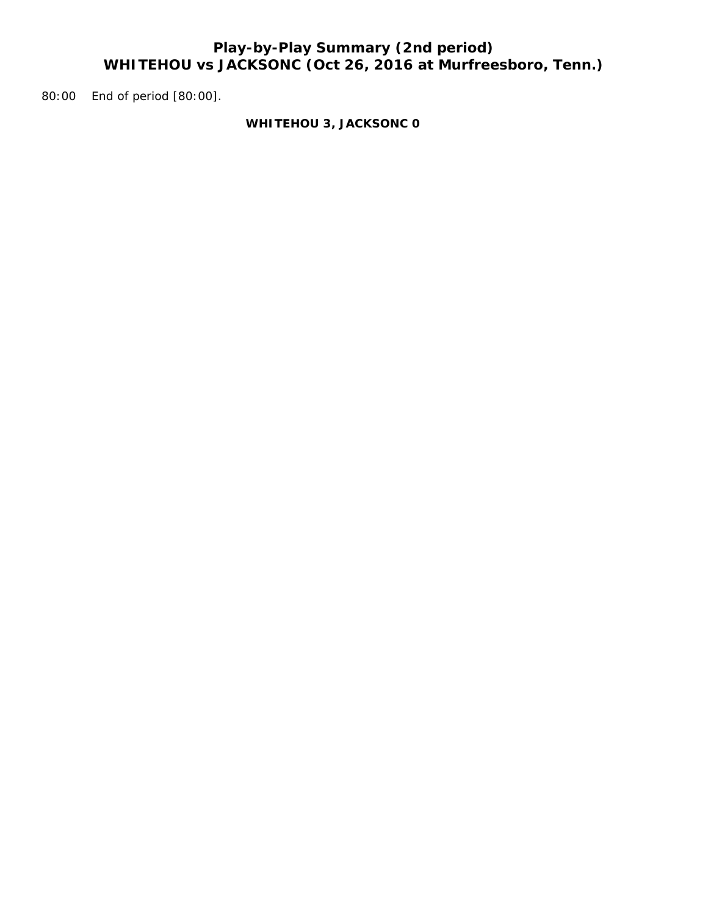# Play-by-Play Summary (2nd period)
## WHITEHOU vs JACKSONC (Oct 26, 2016 at Murfreesboro, Tenn.)

80:00 End of period [80:00].

**WHITEHOU 3, JACKSONC 0**